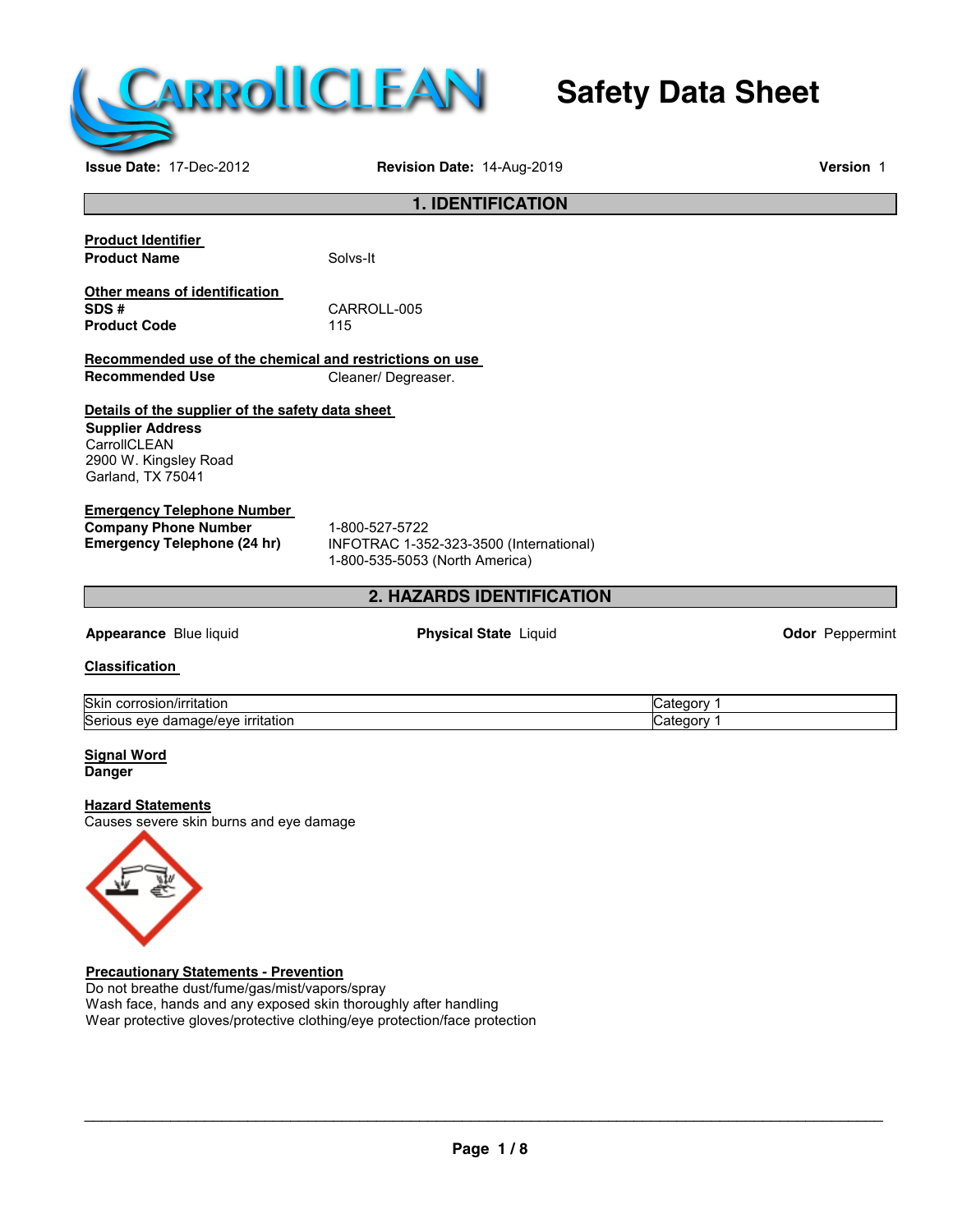# Safety Data Sheet

**Issue Date:** 17-Dec-2012 **Revision Date:** 14-Aug-2019 **Version** 1

## 1. IDENTIFICATION

**Product Identifier**

**Product Name** Solvs-It

**Other means of identification**

**SDS #** CARROLL-005

**Product Code** 115

**Recommended use of the chemical and restrictions on use**

**Recommended Use** Cleaner/ Degreaser.

**Details of the supplier of the safety data sheet**

**Supplier Address**
CarrollCLEAN
2900 W. Kingsley Road
Garland, TX 75041

**Emergency Telephone Number**

**Company Phone Number** 1-800-527-5722

**Emergency Telephone (24 hr)** INFOTRAC 1-352-323-3500 (International)
1-800-535-5053 (North America)

## 2. HAZARDS IDENTIFICATION

**Appearance** Blue liquid **Physical State** Liquid **Odor** Peppermint

**Classification**

| | |
|---|---|
| Skin corrosion/irritation | Category 1 |
| Serious eye damage/eye irritation | Category 1 |

**Signal Word**
**Danger**

**Hazard Statements**
Causes severe skin burns and eye damage

**Precautionary Statements - Prevention**
Do not breathe dust/fume/gas/mist/vapors/spray
Wash face, hands and any exposed skin thoroughly after handling
Wear protective gloves/protective clothing/eye protection/face protection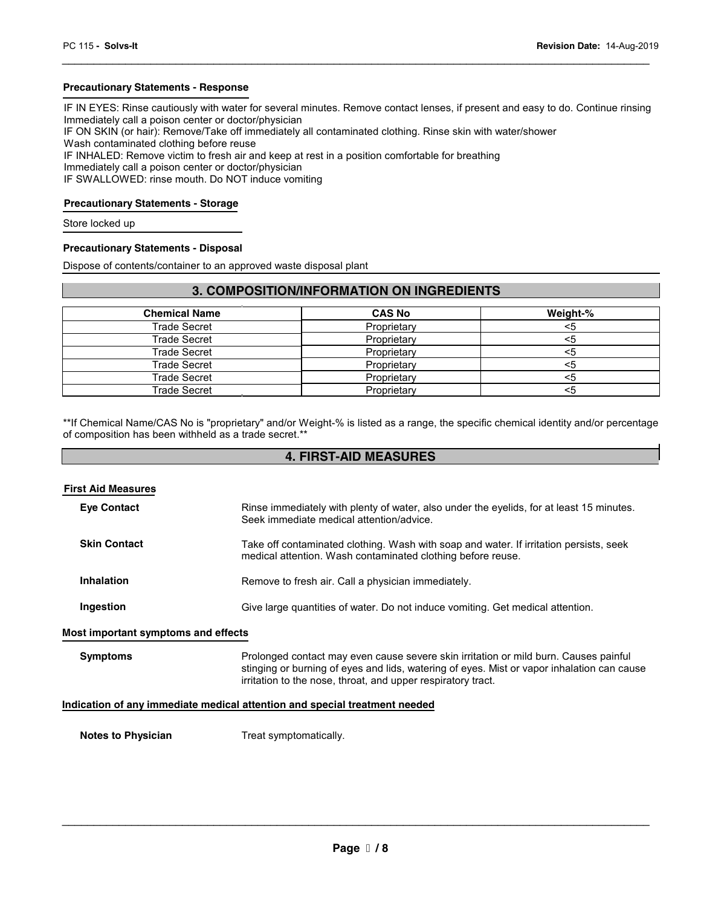### Precautionary Statements - Response

IF IN EYES: Rinse cautiously with water for several minutes. Remove contact lenses, if present and easy to do. Continue rinsing
Immediately call a poison center or doctor/physician
IF ON SKIN (or hair): Remove/Take off immediately all contaminated clothing. Rinse skin with water/shower
Wash contaminated clothing before reuse
IF INHALED: Remove victim to fresh air and keep at rest in a position comfortable for breathing
Immediately call a poison center or doctor/physician
IF SWALLOWED: rinse mouth. Do NOT induce vomiting

### Precautionary Statements - Storage

Store locked up

### Precautionary Statements - Disposal

Dispose of contents/container to an approved waste disposal plant

## 3. COMPOSITION/INFORMATION ON INGREDIENTS

| Chemical Name | CAS No | Weight-% |
| --- | --- | --- |
| Trade Secret | Proprietary | <5 |
| Trade Secret | Proprietary | <5 |
| Trade Secret | Proprietary | <5 |
| Trade Secret | Proprietary | <5 |
| Trade Secret | Proprietary | <5 |
| Trade Secret | Proprietary | <5 |

**If Chemical Name/CAS No is "proprietary" and/or Weight-% is listed as a range, the specific chemical identity and/or percentage of composition has been withheld as a trade secret.**

## 4. FIRST-AID MEASURES

### First Aid Measures

**Eye Contact** Rinse immediately with plenty of water, also under the eyelids, for at least 15 minutes. Seek immediate medical attention/advice.

**Skin Contact** Take off contaminated clothing. Wash with soap and water. If irritation persists, seek medical attention. Wash contaminated clothing before reuse.

**Inhalation** Remove to fresh air. Call a physician immediately.

**Ingestion** Give large quantities of water. Do not induce vomiting. Get medical attention.

### Most important symptoms and effects

**Symptoms** Prolonged contact may even cause severe skin irritation or mild burn. Causes painful stinging or burning of eyes and lids, watering of eyes. Mist or vapor inhalation can cause irritation to the nose, throat, and upper respiratory tract.

### Indication of any immediate medical attention and special treatment needed

**Notes to Physician** Treat symptomatically.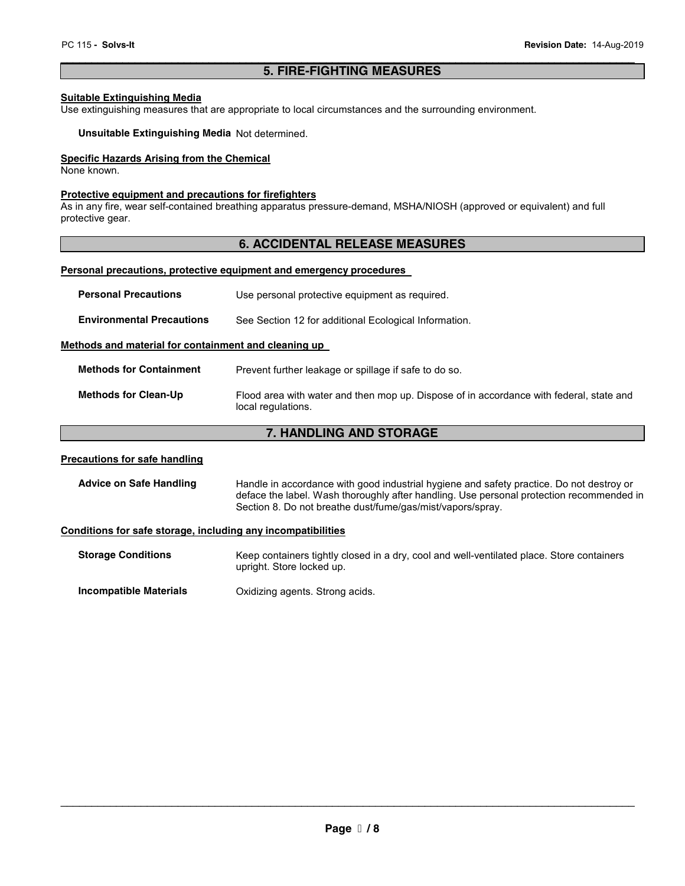## 5. FIRE-FIGHTING MEASURES

**Suitable Extinguishing Media**

Use extinguishing measures that are appropriate to local circumstances and the surrounding environment.

**Unsuitable Extinguishing Media** Not determined.

**Specific Hazards Arising from the Chemical**

None known.

**Protective equipment and precautions for firefighters**

As in any fire, wear self-contained breathing apparatus pressure-demand, MSHA/NIOSH (approved or equivalent) and full protective gear.

## 6. ACCIDENTAL RELEASE MEASURES

**Personal precautions, protective equipment and emergency procedures**

**Personal Precautions** Use personal protective equipment as required.

**Environmental Precautions** See Section 12 for additional Ecological Information.

**Methods and material for containment and cleaning up**

**Methods for Containment** Prevent further leakage or spillage if safe to do so.

**Methods for Clean-Up** Flood area with water and then mop up. Dispose of in accordance with federal, state and local regulations.

## 7. HANDLING AND STORAGE

**Precautions for safe handling**

**Advice on Safe Handling** Handle in accordance with good industrial hygiene and safety practice. Do not destroy or deface the label. Wash thoroughly after handling. Use personal protection recommended in Section 8. Do not breathe dust/fume/gas/mist/vapors/spray.

**Conditions for safe storage, including any incompatibilities**

**Storage Conditions** Keep containers tightly closed in a dry, cool and well-ventilated place. Store containers upright. Store locked up.

**Incompatible Materials** Oxidizing agents. Strong acids.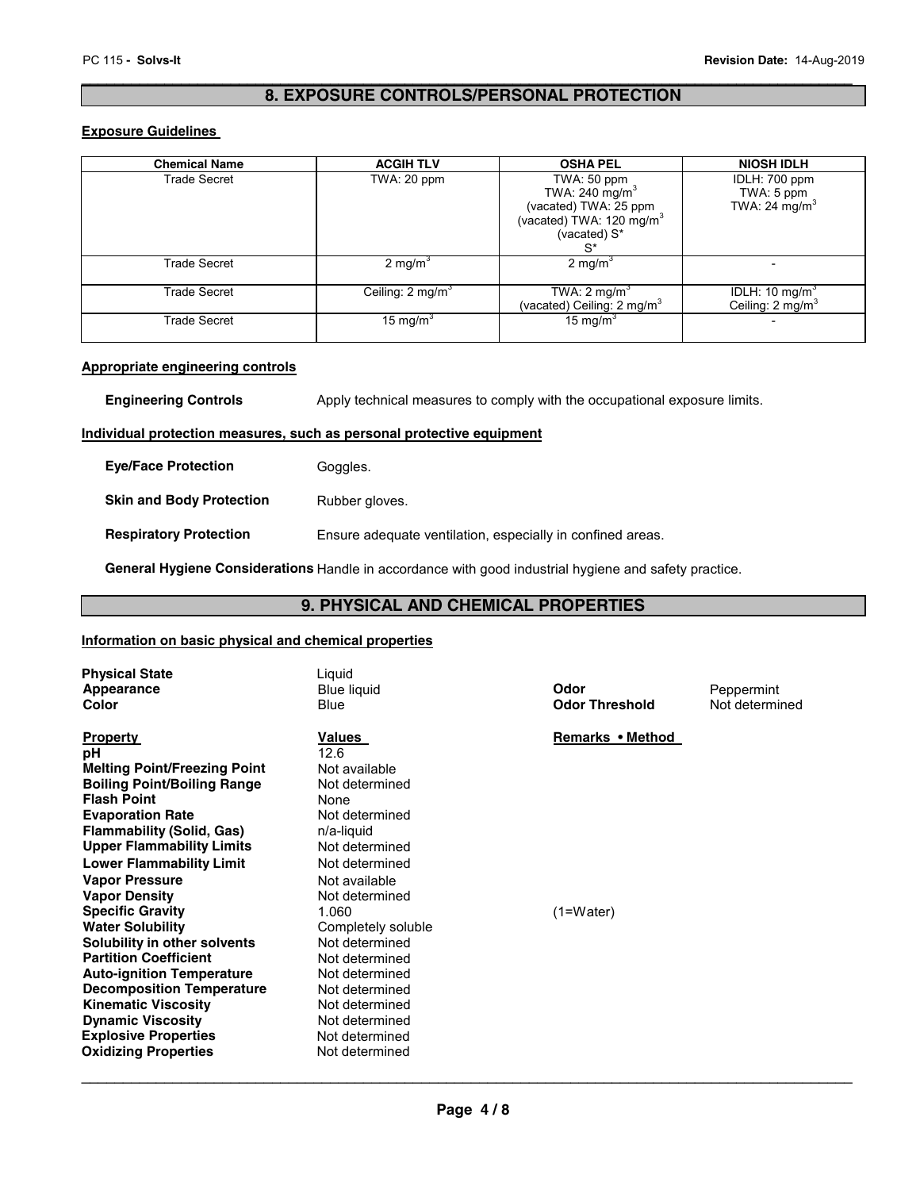## 8. EXPOSURE CONTROLS/PERSONAL PROTECTION

### Exposure Guidelines

| Chemical Name | ACGIH TLV | OSHA PEL | NIOSH IDLH |
|---|---|---|---|
| Trade Secret | TWA: 20 ppm | TWA: 50 ppm<br>TWA: 240 mg/m$^3$<br>(vacated) TWA: 25 ppm<br>(vacated) TWA: 120 mg/m$^3$<br>(vacated) S*<br>S* | IDLH: 700 ppm<br>TWA: 5 ppm<br>TWA: 24 mg/m$^3$ |
| Trade Secret | 2 mg/m$^3$ | 2 mg/m$^3$ | - |
| Trade Secret | Ceiling: 2 mg/m$^3$ | TWA: 2 mg/m$^3$<br>(vacated) Ceiling: 2 mg/m$^3$ | IDLH: 10 mg/m$^3$<br>Ceiling: 2 mg/m$^3$ |
| Trade Secret | 15 mg/m$^3$ | 15 mg/m$^3$ | - |

### Appropriate engineering controls

**Engineering Controls** Apply technical measures to comply with the occupational exposure limits.

### Individual protection measures, such as personal protective equipment

**Eye/Face Protection** Goggles.

**Skin and Body Protection** Rubber gloves.

**Respiratory Protection** Ensure adequate ventilation, especially in confined areas.

**General Hygiene Considerations** Handle in accordance with good industrial hygiene and safety practice.

## 9. PHYSICAL AND CHEMICAL PROPERTIES

### Information on basic physical and chemical properties

**Physical State** Liquid
**Appearance** Blue liquid
**Color** Blue
**Odor** Peppermint
**Odor Threshold** Not determined

| Property | Values | Remarks • Method |
|---|---|---|
| **pH** | 12.6 | |
| **Melting Point/Freezing Point** | Not available | |
| **Boiling Point/Boiling Range** | Not determined | |
| **Flash Point** | None | |
| **Evaporation Rate** | Not determined | |
| **Flammability (Solid, Gas)** | n/a-liquid | |
| **Upper Flammability Limits** | Not determined | |
| **Lower Flammability Limit** | Not determined | |
| **Vapor Pressure** | Not available | |
| **Vapor Density** | Not determined | |
| **Specific Gravity** | 1.060 | (1=Water) |
| **Water Solubility** | Completely soluble | |
| **Solubility in other solvents** | Not determined | |
| **Partition Coefficient** | Not determined | |
| **Auto-ignition Temperature** | Not determined | |
| **Decomposition Temperature** | Not determined | |
| **Kinematic Viscosity** | Not determined | |
| **Dynamic Viscosity** | Not determined | |
| **Explosive Properties** | Not determined | |
| **Oxidizing Properties** | Not determined | |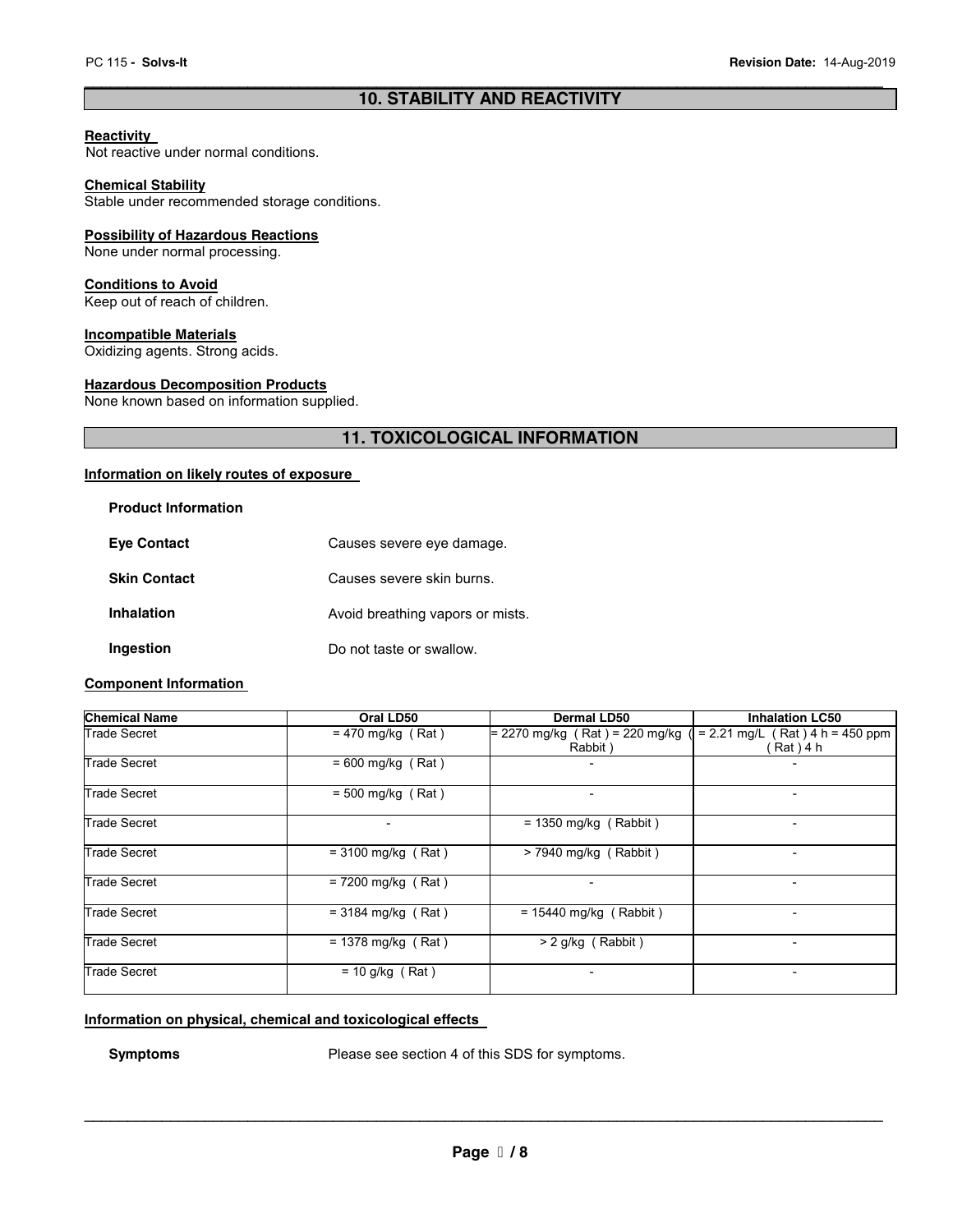## 10. STABILITY AND REACTIVITY

**Reactivity**

Not reactive under normal conditions.

**Chemical Stability**

Stable under recommended storage conditions.

**Possibility of Hazardous Reactions**

None under normal processing.

**Conditions to Avoid**

Keep out of reach of children.

**Incompatible Materials**

Oxidizing agents. Strong acids.

**Hazardous Decomposition Products**

None known based on information supplied.

## 11. TOXICOLOGICAL INFORMATION

**Information on likely routes of exposure**

**Product Information**

**Eye Contact** Causes severe eye damage.

**Skin Contact** Causes severe skin burns.

**Inhalation** Avoid breathing vapors or mists.

**Ingestion** Do not taste or swallow.

**Component Information**

| Chemical Name | Oral LD50 | Dermal LD50 | Inhalation LC50 |
|---|---|---|---|
| Trade Secret | = 470 mg/kg ( Rat ) | = 2270 mg/kg ( Rat ) = 220 mg/kg ( Rabbit ) | = 2.21 mg/L ( Rat ) 4 h = 450 ppm ( Rat ) 4 h |
| Trade Secret | = 600 mg/kg ( Rat ) | - | - |
| Trade Secret | = 500 mg/kg ( Rat ) | - | - |
| Trade Secret | - | = 1350 mg/kg ( Rabbit ) | - |
| Trade Secret | = 3100 mg/kg ( Rat ) | > 7940 mg/kg ( Rabbit ) | - |
| Trade Secret | = 7200 mg/kg ( Rat ) | - | - |
| Trade Secret | = 3184 mg/kg ( Rat ) | = 15440 mg/kg ( Rabbit ) | - |
| Trade Secret | = 1378 mg/kg ( Rat ) | > 2 g/kg ( Rabbit ) | - |
| Trade Secret | = 10 g/kg ( Rat ) | - | - |

**Information on physical, chemical and toxicological effects**

**Symptoms** Please see section 4 of this SDS for symptoms.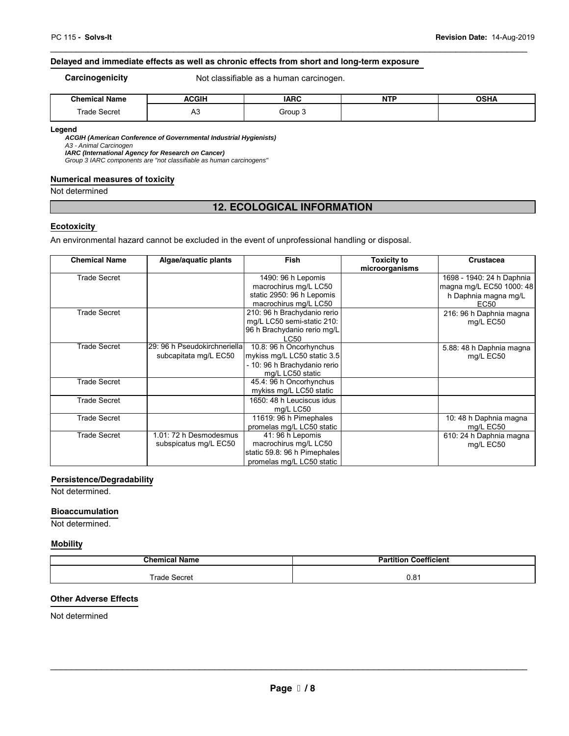### Delayed and immediate effects as well as chronic effects from short and long-term exposure

**Carcinogenicity** Not classifiable as a human carcinogen.

| Chemical Name | ACGIH | IARC | NTP | OSHA |
|---|---|---|---|---|
| Trade Secret | A3 | Group 3 | | |

**Legend**

***ACGIH (American Conference of Governmental Industrial Hygienists)***
*A3 - Animal Carcinogen*
***IARC (International Agency for Research on Cancer)***
*Group 3 IARC components are "not classifiable as human carcinogens"*

### Numerical measures of toxicity

Not determined

## 12. ECOLOGICAL INFORMATION

### Ecotoxicity

An environmental hazard cannot be excluded in the event of unprofessional handling or disposal.

| Chemical Name | Algae/aquatic plants | Fish | Toxicity to microorganisms | Crustacea |
|---|---|---|---|---|
| Trade Secret | | 1490: 96 h Lepomis macrochirus mg/L LC50 static 2950: 96 h Lepomis macrochirus mg/L LC50 | | 1698 - 1940: 24 h Daphnia magna mg/L EC50 1000: 48 h Daphnia magna mg/L EC50 |
| Trade Secret | | 210: 96 h Brachydanio rerio mg/L LC50 semi-static 210: 96 h Brachydanio rerio mg/L LC50 | | 216: 96 h Daphnia magna mg/L EC50 |
| Trade Secret | 29: 96 h Pseudokirchneriella subcapitata mg/L EC50 | 10.8: 96 h Oncorhynchus mykiss mg/L LC50 static 3.5 - 10: 96 h Brachydanio rerio mg/L LC50 static | | 5.88: 48 h Daphnia magna mg/L EC50 |
| Trade Secret | | 45.4: 96 h Oncorhynchus mykiss mg/L LC50 static | | |
| Trade Secret | | 1650: 48 h Leuciscus idus mg/L LC50 | | |
| Trade Secret | | 11619: 96 h Pimephales promelas mg/L LC50 static | | 10: 48 h Daphnia magna mg/L EC50 |
| Trade Secret | 1.01: 72 h Desmodesmus subspicatus mg/L EC50 | 41: 96 h Lepomis macrochirus mg/L LC50 static 59.8: 96 h Pimephales promelas mg/L LC50 static | | 610: 24 h Daphnia magna mg/L EC50 |

### Persistence/Degradability

Not determined.

### Bioaccumulation

Not determined.

### Mobility

| Chemical Name | Partition Coefficient |
|---|---|
| Trade Secret | 0.81 |

### Other Adverse Effects

Not determined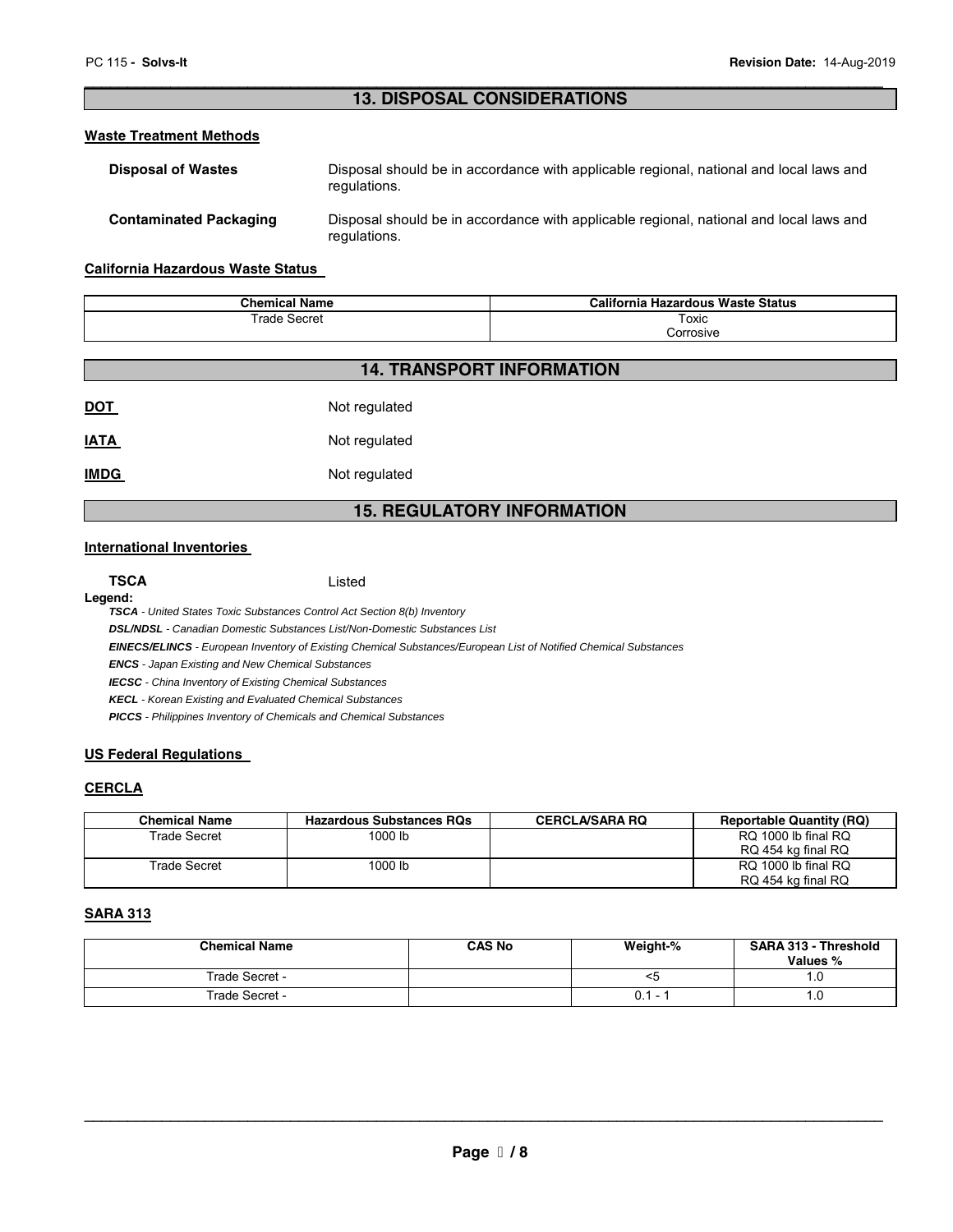## 13. DISPOSAL CONSIDERATIONS

### Waste Treatment Methods

**Disposal of Wastes** Disposal should be in accordance with applicable regional, national and local laws and regulations.

**Contaminated Packaging** Disposal should be in accordance with applicable regional, national and local laws and regulations.

### California Hazardous Waste Status

| Chemical Name | California Hazardous Waste Status |
|---|---|
| Trade Secret | Toxic<br>Corrosive |

## 14. TRANSPORT INFORMATION

**DOT** Not regulated

**IATA** Not regulated

**IMDG** Not regulated

## 15. REGULATORY INFORMATION

### International Inventories

**TSCA** Listed

**Legend:**

***TSCA*** *- United States Toxic Substances Control Act Section 8(b) Inventory*

***DSL/NDSL*** *- Canadian Domestic Substances List/Non-Domestic Substances List*

***EINECS/ELINCS*** *- European Inventory of Existing Chemical Substances/European List of Notified Chemical Substances*

***ENCS*** *- Japan Existing and New Chemical Substances*

***IECSC*** *- China Inventory of Existing Chemical Substances*

***KECL*** *- Korean Existing and Evaluated Chemical Substances*

***PICCS*** *- Philippines Inventory of Chemicals and Chemical Substances*

### US Federal Regulations

### CERCLA

| Chemical Name | Hazardous Substances RQs | CERCLA/SARA RQ | Reportable Quantity (RQ) |
|---|---|---|---|
| Trade Secret | 1000 lb | | RQ 1000 lb final RQ<br>RQ 454 kg final RQ |
| Trade Secret | 1000 lb | | RQ 1000 lb final RQ<br>RQ 454 kg final RQ |

### SARA 313

| Chemical Name | CAS No | Weight-% | SARA 313 - Threshold Values % |
|---|---|---|---|
| Trade Secret - | | <5 | 1.0 |
| Trade Secret - | | 0.1 - 1 | 1.0 |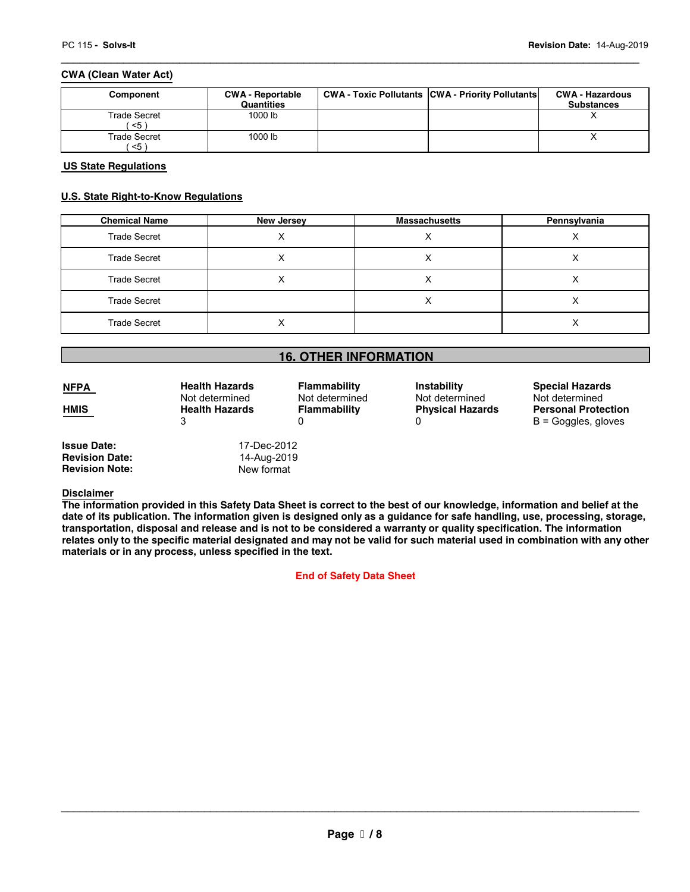### CWA (Clean Water Act)

| Component | CWA - Reportable Quantities | CWA - Toxic Pollutants | CWA - Priority Pollutants | CWA - Hazardous Substances |
|---|---|---|---|---|
| Trade Secret ( <5 ) | 1000 lb | | | X |
| Trade Secret ( <5 ) | 1000 lb | | | X |

### US State Regulations

### U.S. State Right-to-Know Regulations

| Chemical Name | New Jersey | Massachusetts | Pennsylvania |
|---|---|---|---|
| Trade Secret | X | X | X |
| Trade Secret | X | X | X |
| Trade Secret | X | X | X |
| Trade Secret | | X | X |
| Trade Secret | X | | X |

## 16. OTHER INFORMATION

| | | | | |
|---|---|---|---|---|
| **NFPA** | **Health Hazards** Not determined | **Flammability** Not determined | **Instability** Not determined | **Special Hazards** Not determined |
| **HMIS** | **Health Hazards** 3 | **Flammability** 0 | **Physical Hazards** 0 | **Personal Protection** B = Goggles, gloves |

**Issue Date:** 17-Dec-2012
**Revision Date:** 14-Aug-2019
**Revision Note:** New format

**Disclaimer**

**The information provided in this Safety Data Sheet is correct to the best of our knowledge, information and belief at the date of its publication. The information given is designed only as a guidance for safe handling, use, processing, storage, transportation, disposal and release and is not to be considered a warranty or quality specification. The information relates only to the specific material designated and may not be valid for such material used in combination with any other materials or in any process, unless specified in the text.**

**End of Safety Data Sheet**